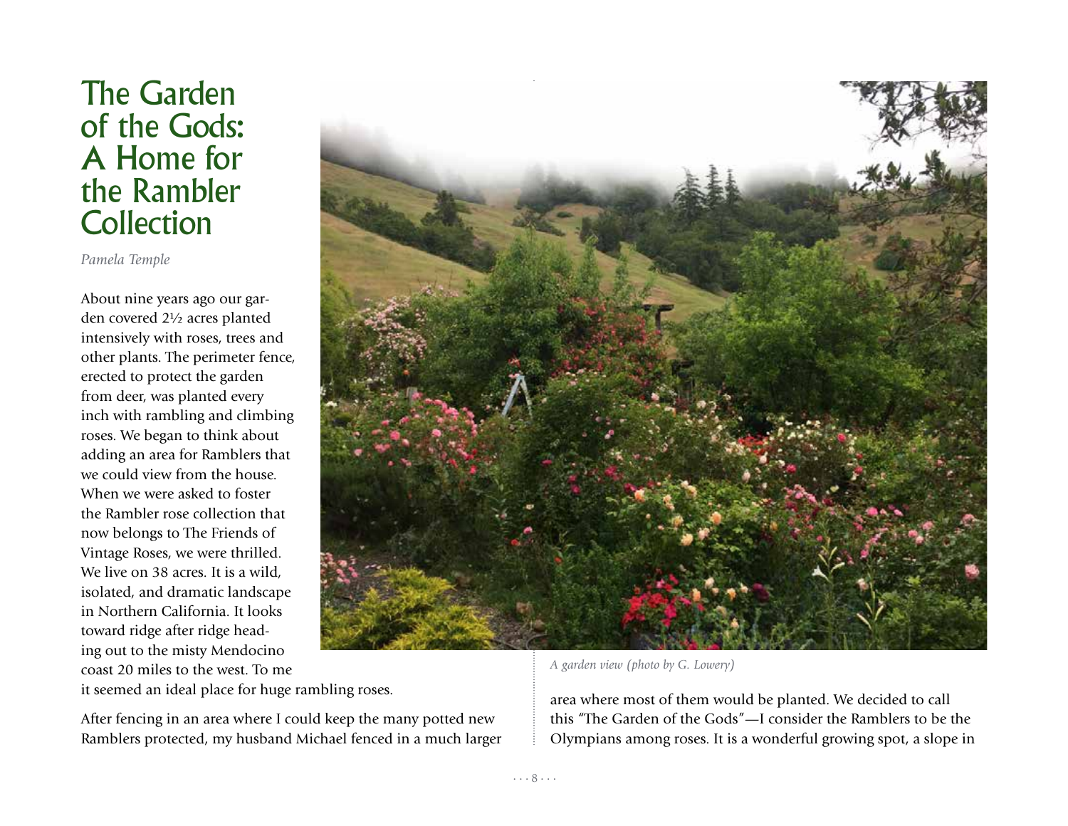# The Garden of the Gods: A Home for the Rambler Collection

*Pamela Temple*

About nine years ago our garden covered 2½ acres planted intensively with roses, trees and other plants. The perimeter fence, erected to protect the garden from deer, was planted every inch with rambling and climbing roses. We began to think about adding an area for Ramblers that we could view from the house. When we were asked to foster the Rambler rose collection that now belongs to The Friends of Vintage Roses, we were thrilled. We live on 38 acres. It is a wild, isolated, and dramatic landscape in Northern California. It looks toward ridge after ridge heading out to the misty Mendocino coast 20 miles to the west. To me it seemed an ideal place for huge rambling roses.

After fencing in an area where I could keep the many potted new Ramblers protected, my husband Michael fenced in a much larger area where most of them would be planted. We decided to call this "The Garden of the Gods"—I consider the Ramblers to be the Olympians among roses. It is a wonderful growing spot, a slope in

*A garden view (photo by G. Lowery)*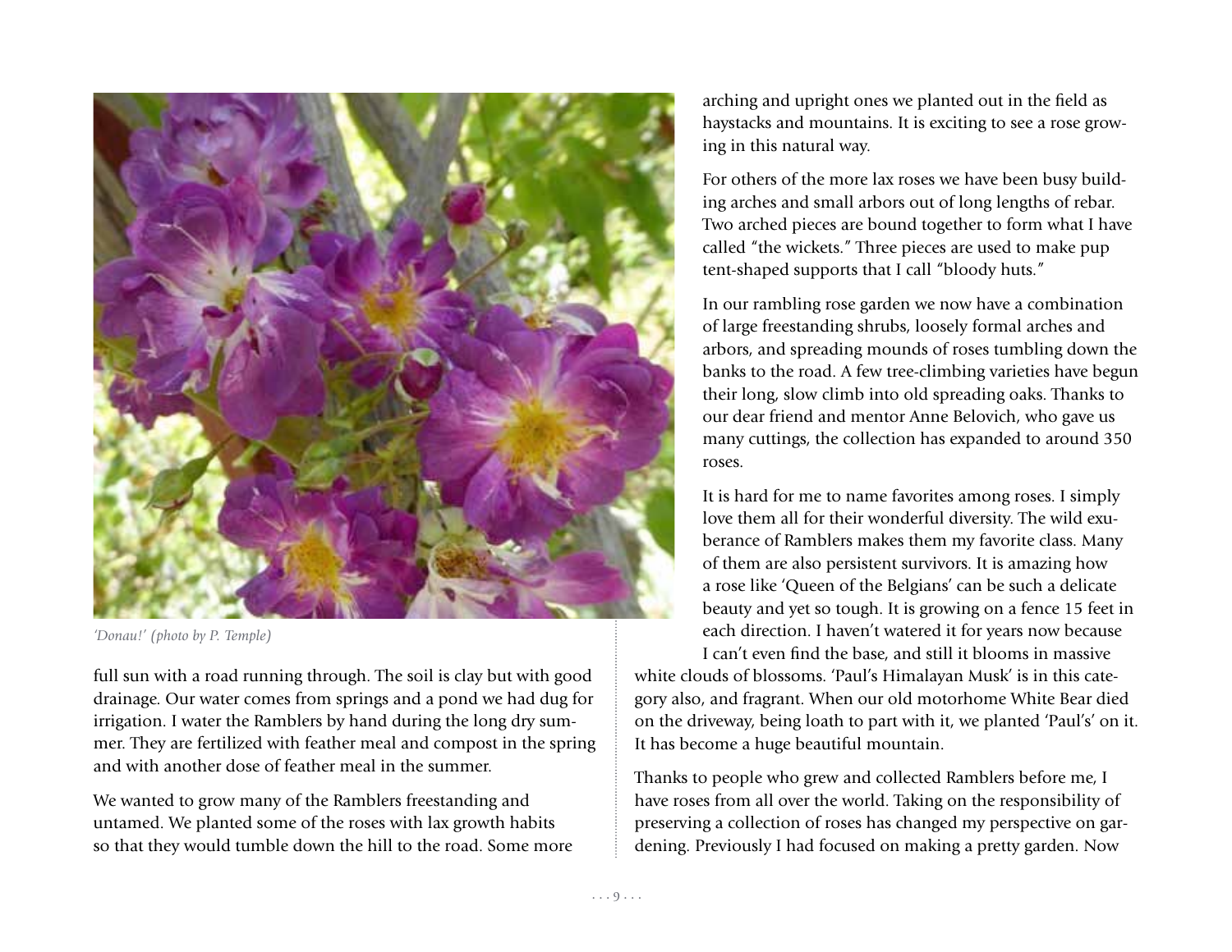*'Donau!' (photo by P. Temple)*

full sun with a road running through. The soil is clay but with good drainage. Our water comes from springs and a pond we had dug for irrigation. I water the Ramblers by hand during the long dry summer. They are fertilized with feather meal and compost in the spring and with another dose of feather meal in the summer.

We wanted to grow many of the Ramblers freestanding and untamed. We planted some of the roses with lax growth habits so that they would tumble down the hill to the road. Some more arching and upright ones we planted out in the field as haystacks and mountains. It is exciting to see a rose growing in this natural way.

For others of the more lax roses we have been busy building arches and small arbors out of long lengths of rebar. Two arched pieces are bound together to form what I have called "the wickets." Three pieces are used to make pup tent-shaped supports that I call "bloody huts."

In our rambling rose garden we now have a combination of large freestanding shrubs, loosely formal arches and arbors, and spreading mounds of roses tumbling down the banks to the road. A few tree-climbing varieties have begun their long, slow climb into old spreading oaks. Thanks to our dear friend and mentor Anne Belovich, who gave us many cuttings, the collection has expanded to around 350 roses.

It is hard for me to name favorites among roses. I simply love them all for their wonderful diversity. The wild exuberance of Ramblers makes them my favorite class. Many of them are also persistent survivors. It is amazing how a rose like 'Queen of the Belgians' can be such a delicate beauty and yet so tough. It is growing on a fence 15 feet in each direction. I haven't watered it for years now because I can't even find the base, and still it blooms in massive white clouds of blossoms. 'Paul's Himalayan Musk' is in this category also, and fragrant. When our old motorhome White Bear died on the driveway, being loath to part with it, we planted 'Paul's' on it. It has become a huge beautiful mountain.

Thanks to people who grew and collected Ramblers before me, I have roses from all over the world. Taking on the responsibility of preserving a collection of roses has changed my perspective on gardening. Previously I had focused on making a pretty garden. Now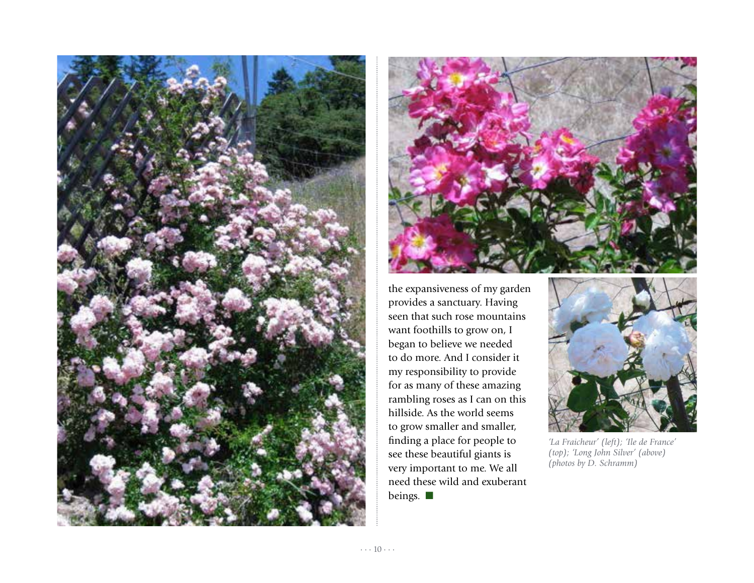the expansiveness of my garden provides a sanctuary. Having seen that such rose mountains want foothills to grow on, I began to believe we needed to do more. And I consider it my responsibility to provide for as many of these amazing rambling roses as I can on this hillside. As the world seems to grow smaller and smaller, finding a place for people to see these beautiful giants is very important to me. We all need these wild and exuberant beings. ■

*'La Fraicheur' (left); 'Ile de France' (top); 'Long John Silver' (above) (photos by D. Schramm)*